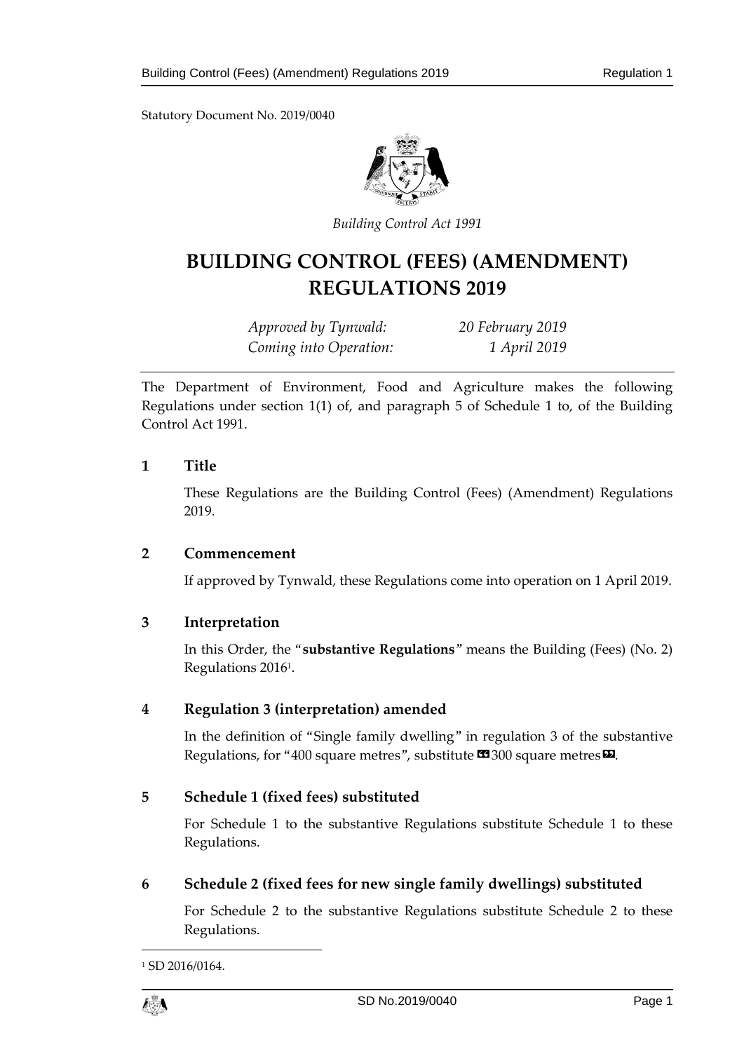Statutory Document No. 2019/0040

*Building Control Act 1991*

# BUILDING CONTROL (FEES) (AMENDMENT) REGULATIONS 2019

| | |
|---|---|
| *Approved by Tynwald:* | *20 February 2019* |
| *Coming into Operation:* | *1 April 2019* |

The Department of Environment, Food and Agriculture makes the following Regulations under section 1(1) of, and paragraph 5 of Schedule 1 to, of the Building Control Act 1991.

## 1 Title

These Regulations are the Building Control (Fees) (Amendment) Regulations 2019.

## 2 Commencement

If approved by Tynwald, these Regulations come into operation on 1 April 2019.

## 3 Interpretation

In this Order, the "**substantive Regulations**" means the Building (Fees) (No. 2) Regulations 2016[1].

## 4 Regulation 3 (interpretation) amended

In the definition of "Single family dwelling" in regulation 3 of the substantive Regulations, for "400 square metres", substitute «300 square metres».

## 5 Schedule 1 (fixed fees) substituted

For Schedule 1 to the substantive Regulations substitute Schedule 1 to these Regulations.

## 6 Schedule 2 (fixed fees for new single family dwellings) substituted

For Schedule 2 to the substantive Regulations substitute Schedule 2 to these Regulations.

[1] SD 2016/0164.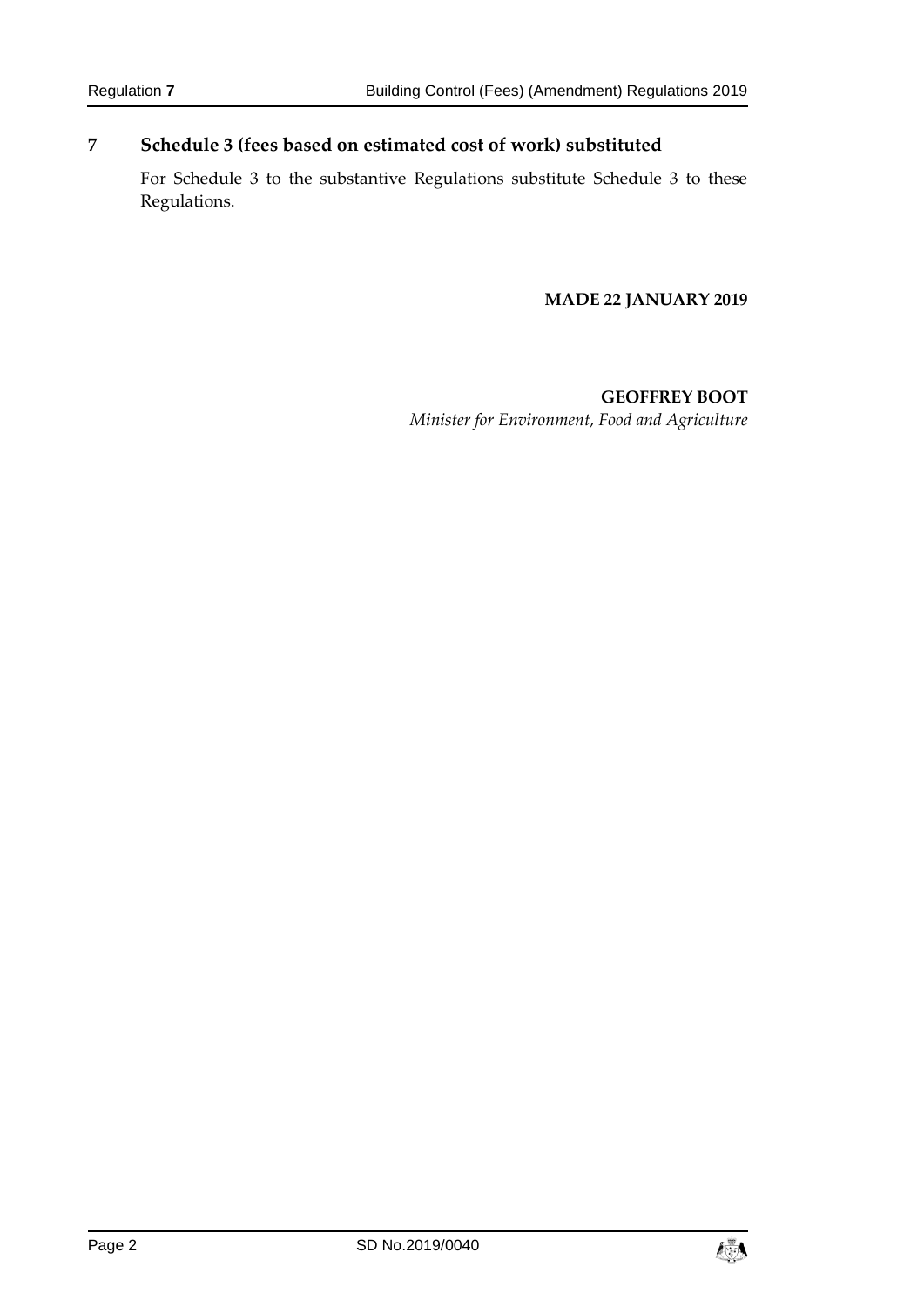## 7 Schedule 3 (fees based on estimated cost of work) substituted

For Schedule 3 to the substantive Regulations substitute Schedule 3 to these Regulations.

**MADE 22 JANUARY 2019**

**GEOFFREY BOOT**
*Minister for Environment, Food and Agriculture*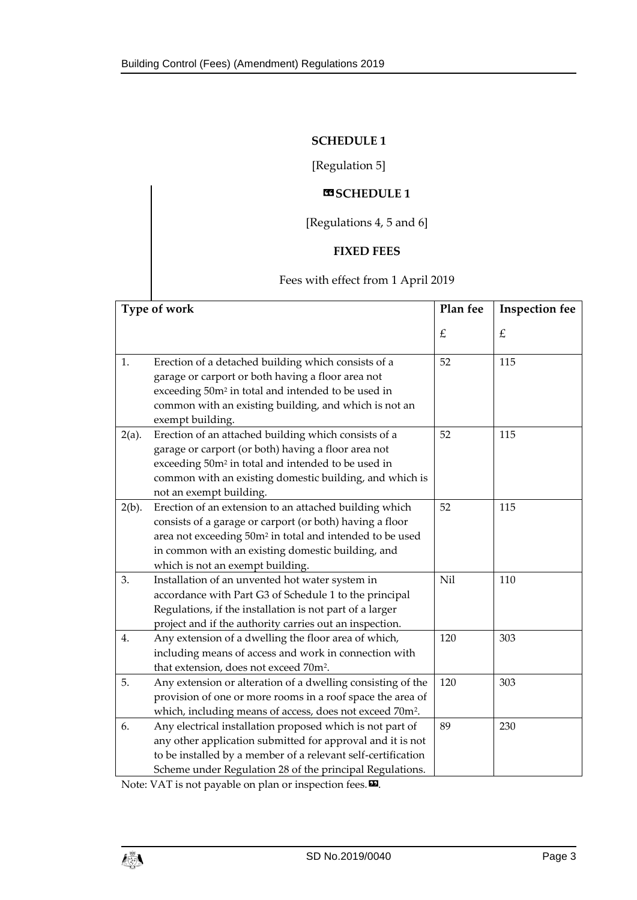**SCHEDULE 1**

[Regulation 5]

**«SCHEDULE 1**

[Regulations 4, 5 and 6]

**FIXED FEES**

Fees with effect from 1 April 2019

| Type of work | | Plan fee £ | Inspection fee £ |
|---|---|---|---|
| 1. | Erection of a detached building which consists of a garage or carport or both having a floor area not exceeding 50m² in total and intended to be used in common with an existing building, and which is not an exempt building. | 52 | 115 |
| 2(a). | Erection of an attached building which consists of a garage or carport (or both) having a floor area not exceeding 50m² in total and intended to be used in common with an existing domestic building, and which is not an exempt building. | 52 | 115 |
| 2(b). | Erection of an extension to an attached building which consists of a garage or carport (or both) having a floor area not exceeding 50m² in total and intended to be used in common with an existing domestic building, and which is not an exempt building. | 52 | 115 |
| 3. | Installation of an unvented hot water system in accordance with Part G3 of Schedule 1 to the principal Regulations, if the installation is not part of a larger project and if the authority carries out an inspection. | Nil | 110 |
| 4. | Any extension of a dwelling the floor area of which, including means of access and work in connection with that extension, does not exceed 70m². | 120 | 303 |
| 5. | Any extension or alteration of a dwelling consisting of the provision of one or more rooms in a roof space the area of which, including means of access, does not exceed 70m². | 120 | 303 |
| 6. | Any electrical installation proposed which is not part of any other application submitted for approval and it is not to be installed by a member of a relevant self-certification Scheme under Regulation 28 of the principal Regulations. | 89 | 230 |

Note: VAT is not payable on plan or inspection fees.».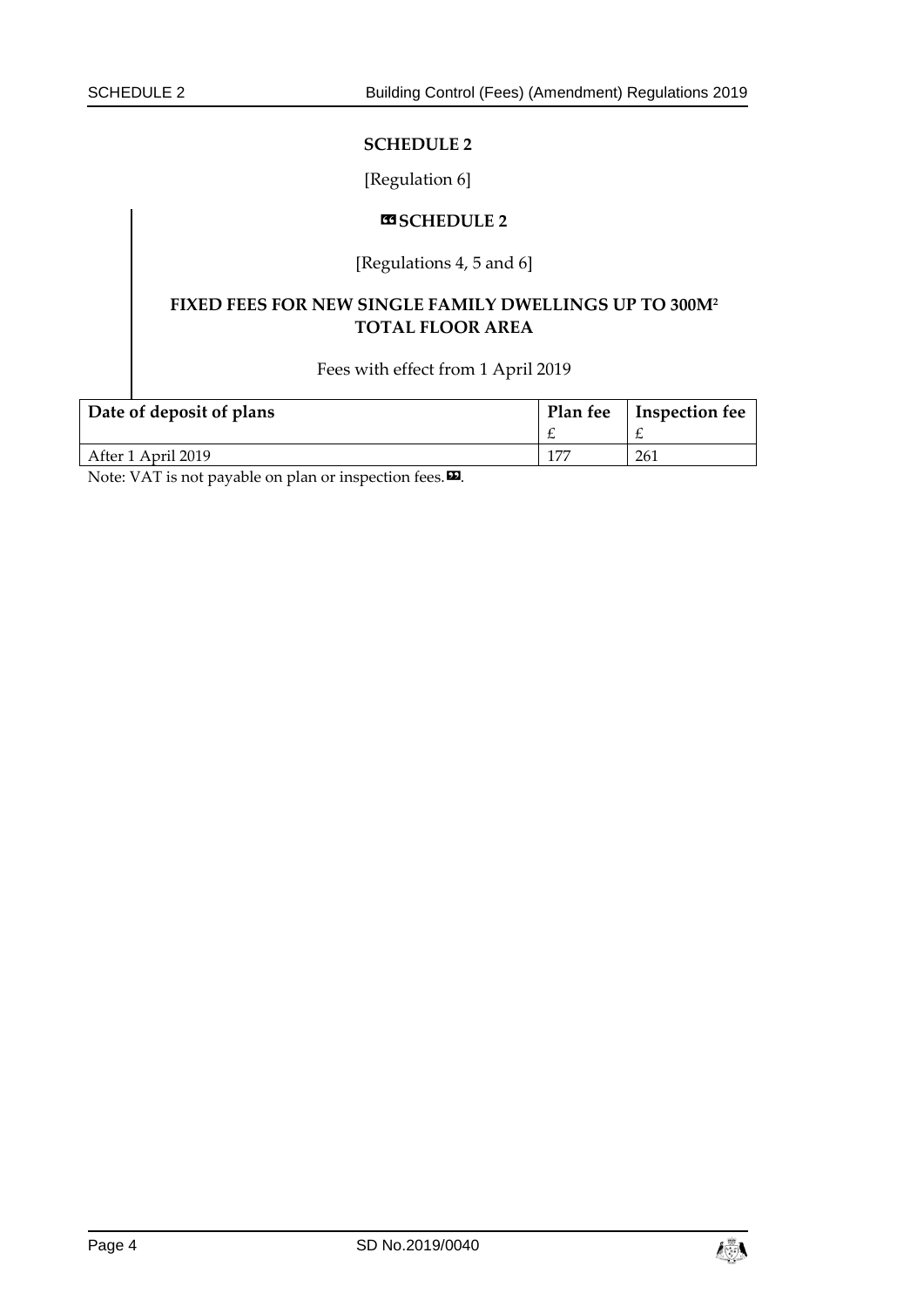## SCHEDULE 2

[Regulation 6]

## «SCHEDULE 2

[Regulations 4, 5 and 6]

### FIXED FEES FOR NEW SINGLE FAMILY DWELLINGS UP TO 300M² TOTAL FLOOR AREA

Fees with effect from 1 April 2019

| Date of deposit of plans | Plan fee<br>£ | Inspection fee<br>£ |
|---|---|---|
| After 1 April 2019 | 177 | 261 |

Note: VAT is not payable on plan or inspection fees.».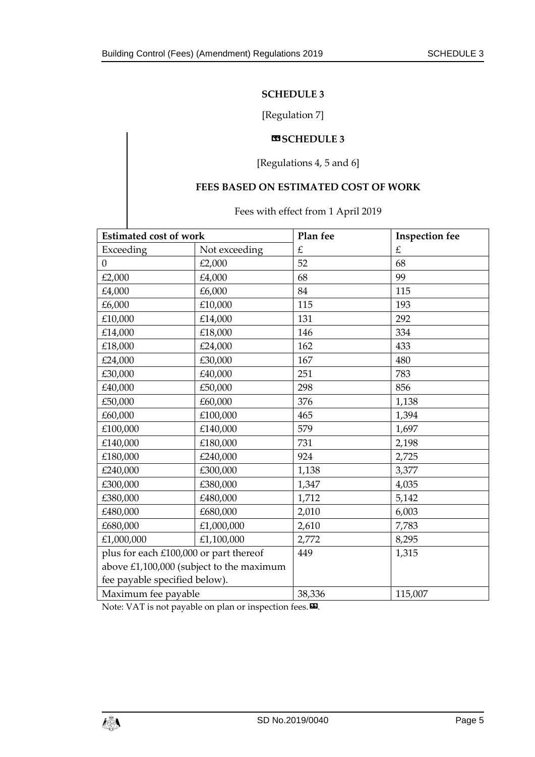**SCHEDULE 3**

[Regulation 7]

**«SCHEDULE 3**

[Regulations 4, 5 and 6]

**FEES BASED ON ESTIMATED COST OF WORK**

Fees with effect from 1 April 2019

| **Estimated cost of work** | | **Plan fee** | **Inspection fee** |
|---|---|---|---|
| Exceeding | Not exceeding | £ | £ |
| 0 | £2,000 | 52 | 68 |
| £2,000 | £4,000 | 68 | 99 |
| £4,000 | £6,000 | 84 | 115 |
| £6,000 | £10,000 | 115 | 193 |
| £10,000 | £14,000 | 131 | 292 |
| £14,000 | £18,000 | 146 | 334 |
| £18,000 | £24,000 | 162 | 433 |
| £24,000 | £30,000 | 167 | 480 |
| £30,000 | £40,000 | 251 | 783 |
| £40,000 | £50,000 | 298 | 856 |
| £50,000 | £60,000 | 376 | 1,138 |
| £60,000 | £100,000 | 465 | 1,394 |
| £100,000 | £140,000 | 579 | 1,697 |
| £140,000 | £180,000 | 731 | 2,198 |
| £180,000 | £240,000 | 924 | 2,725 |
| £240,000 | £300,000 | 1,138 | 3,377 |
| £300,000 | £380,000 | 1,347 | 4,035 |
| £380,000 | £480,000 | 1,712 | 5,142 |
| £480,000 | £680,000 | 2,010 | 6,003 |
| £680,000 | £1,000,000 | 2,610 | 7,783 |
| £1,000,000 | £1,100,000 | 2,772 | 8,295 |
| plus for each £100,000 or part thereof above £1,100,000 (subject to the maximum fee payable specified below). | | 449 | 1,315 |
| Maximum fee payable | | 38,336 | 115,007 |

Note: VAT is not payable on plan or inspection fees.».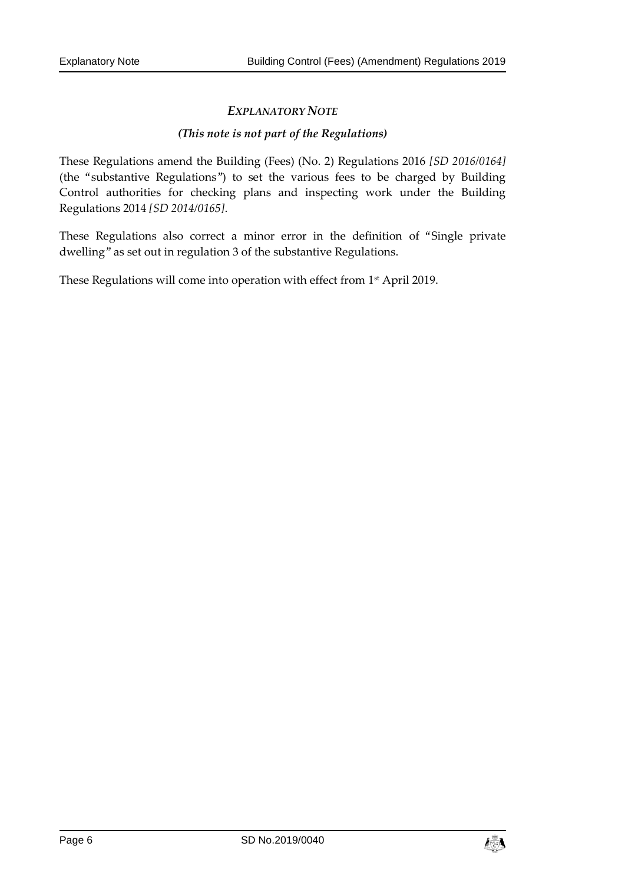## *EXPLANATORY NOTE*

***(This note is not part of the Regulations)***

These Regulations amend the Building (Fees) (No. 2) Regulations 2016 *[SD 2016/0164]* (the "substantive Regulations") to set the various fees to be charged by Building Control authorities for checking plans and inspecting work under the Building Regulations 2014 *[SD 2014/0165]*.

These Regulations also correct a minor error in the definition of "Single private dwelling" as set out in regulation 3 of the substantive Regulations.

These Regulations will come into operation with effect from 1st April 2019.